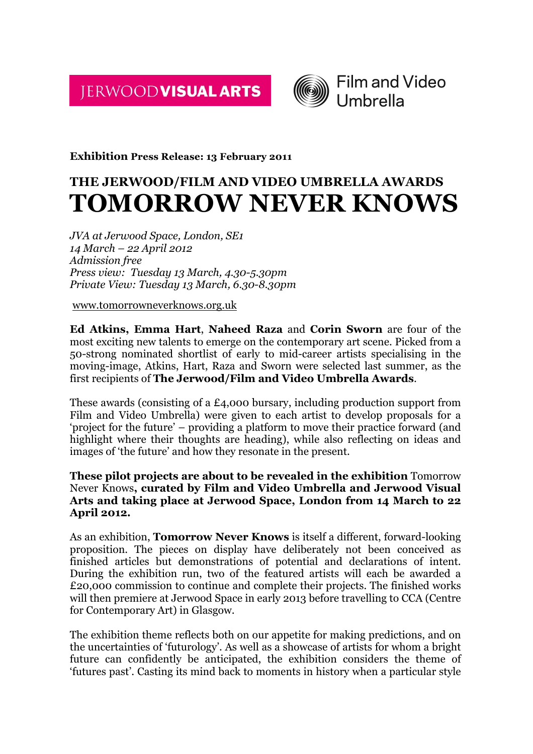JERWOOD**VISUAL ARTS**

Film and Video Umbrella

**Exhibition Press Release: 13 February 2011**

# THE JERWOOD/FILM AND VIDEO UMBRELLA AWARDS
# TOMORROW NEVER KNOWS

*JVA at Jerwood Space, London, SE1*
*14 March – 22 April 2012*
*Admission free*
*Press view: Tuesday 13 March, 4.30-5.30pm*
*Private View: Tuesday 13 March, 6.30-8.30pm*

www.tomorrowneverknows.org.uk

**Ed Atkins, Emma Hart**, **Naheed Raza** and **Corin Sworn** are four of the most exciting new talents to emerge on the contemporary art scene. Picked from a 50-strong nominated shortlist of early to mid-career artists specialising in the moving-image, Atkins, Hart, Raza and Sworn were selected last summer, as the first recipients of **The Jerwood/Film and Video Umbrella Awards**.

These awards (consisting of a £4,000 bursary, including production support from Film and Video Umbrella) were given to each artist to develop proposals for a 'project for the future' – providing a platform to move their practice forward (and highlight where their thoughts are heading), while also reflecting on ideas and images of 'the future' and how they resonate in the present.

**These pilot projects are about to be revealed in the exhibition** Tomorrow Never Knows**, curated by Film and Video Umbrella and Jerwood Visual Arts and taking place at Jerwood Space, London from 14 March to 22 April 2012.**

As an exhibition, **Tomorrow Never Knows** is itself a different, forward-looking proposition. The pieces on display have deliberately not been conceived as finished articles but demonstrations of potential and declarations of intent. During the exhibition run, two of the featured artists will each be awarded a £20,000 commission to continue and complete their projects. The finished works will then premiere at Jerwood Space in early 2013 before travelling to CCA (Centre for Contemporary Art) in Glasgow.

The exhibition theme reflects both on our appetite for making predictions, and on the uncertainties of 'futurology'. As well as a showcase of artists for whom a bright future can confidently be anticipated, the exhibition considers the theme of 'futures past'. Casting its mind back to moments in history when a particular style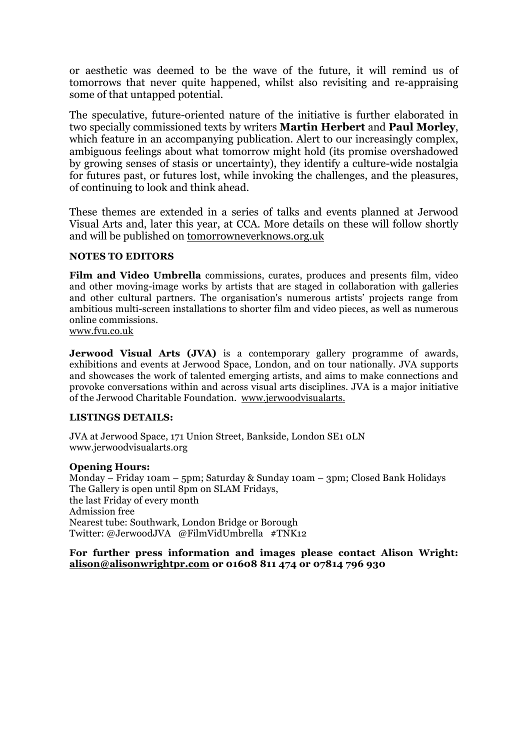or aesthetic was deemed to be the wave of the future, it will remind us of tomorrows that never quite happened, whilst also revisiting and re-appraising some of that untapped potential.

The speculative, future-oriented nature of the initiative is further elaborated in two specially commissioned texts by writers **Martin Herbert** and **Paul Morley**, which feature in an accompanying publication. Alert to our increasingly complex, ambiguous feelings about what tomorrow might hold (its promise overshadowed by growing senses of stasis or uncertainty), they identify a culture-wide nostalgia for futures past, or futures lost, while invoking the challenges, and the pleasures, of continuing to look and think ahead.

These themes are extended in a series of talks and events planned at Jerwood Visual Arts and, later this year, at CCA. More details on these will follow shortly and will be published on tomorrowneverknows.org.uk

**NOTES TO EDITORS**

**Film and Video Umbrella** commissions, curates, produces and presents film, video and other moving-image works by artists that are staged in collaboration with galleries and other cultural partners. The organisation's numerous artists' projects range from ambitious multi-screen installations to shorter film and video pieces, as well as numerous online commissions.
www.fvu.co.uk

**Jerwood Visual Arts (JVA)** is a contemporary gallery programme of awards, exhibitions and events at Jerwood Space, London, and on tour nationally. JVA supports and showcases the work of talented emerging artists, and aims to make connections and provoke conversations within and across visual arts disciplines. JVA is a major initiative of the Jerwood Charitable Foundation. www.jerwoodvisualarts.

**LISTINGS DETAILS:**

JVA at Jerwood Space, 171 Union Street, Bankside, London SE1 0LN
www.jerwoodvisualarts.org

**Opening Hours:**
Monday – Friday 10am – 5pm; Saturday & Sunday 10am – 3pm; Closed Bank Holidays
The Gallery is open until 8pm on SLAM Fridays,
the last Friday of every month
Admission free
Nearest tube: Southwark, London Bridge or Borough
Twitter: @JerwoodJVA @FilmVidUmbrella #TNK12

**For further press information and images please contact Alison Wright: alison@alisonwrightpr.com or 01608 811 474 or 07814 796 930**